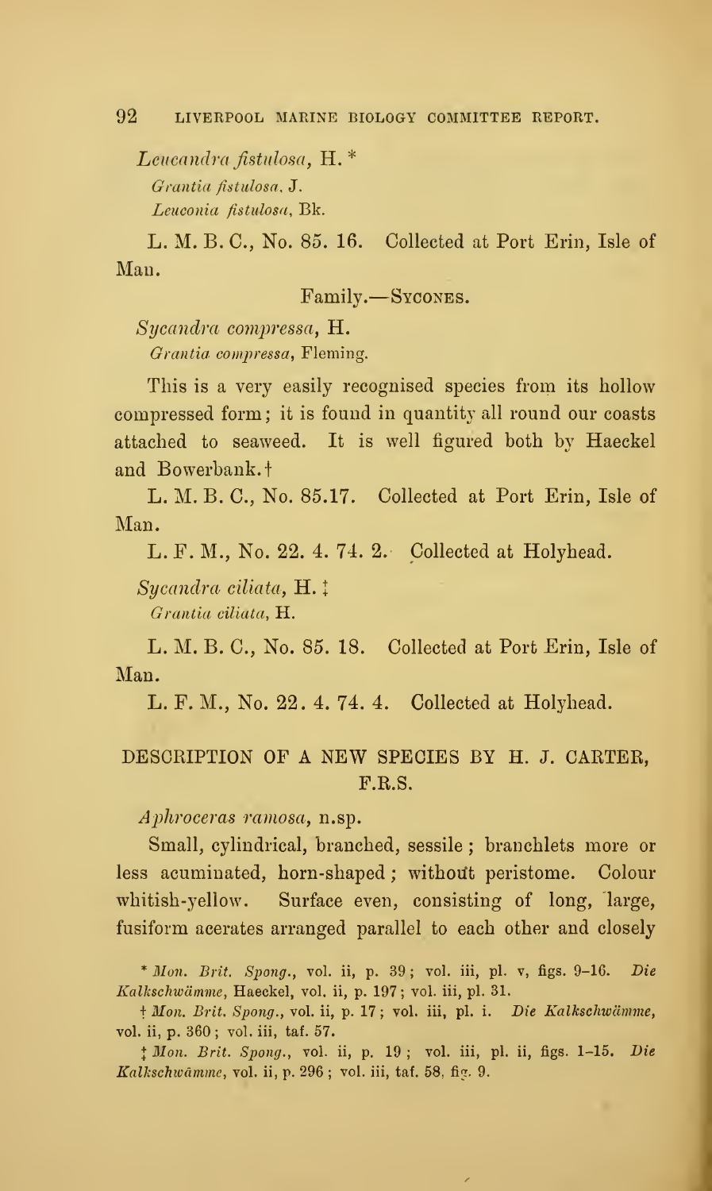*Leucandra fistulosa*, H. *
*Grantia fistulosa*, J.
*Leuconia fistulosa*, Bk.

L. M. B. C., No. 85. 16. Collected at Port Erin, Isle of Man.

Family.—Sycones.

*Sycandra compressa*, H.
*Grantia compressa*, Fleming.

This is a very easily recognised species from its hollow compressed form; it is found in quantity all round our coasts attached to seaweed. It is well figured both by Haeckel and Bowerbank.†

L. M. B. C., No. 85.17. Collected at Port Erin, Isle of Man.

L. F. M., No. 22. 4. 74. 2. Collected at Holyhead.

*Sycandra ciliata*, H. ‡
*Grantia ciliata*, H.

L. M. B. C., No. 85. 18. Collected at Port Erin, Isle of Man.

L. F. M., No. 22. 4. 74. 4. Collected at Holyhead.

## DESCRIPTION OF A NEW SPECIES BY H. J. CARTER, F.R.S.

*Aphroceras ramosa*, n.sp.

Small, cylindrical, branched, sessile; branchlets more or less acuminated, horn-shaped; without peristome. Colour whitish-yellow. Surface even, consisting of long, large, fusiform acerates arranged parallel to each other and closely

\* *Mon. Brit. Spong.*, vol. ii, p. 39; vol. iii, pl. v, figs. 9–16. *Die Kalkschwämme*, Haeckel, vol. ii, p. 197; vol. iii, pl. 31.

† *Mon. Brit. Spong.*, vol. ii, p. 17; vol. iii, pl. i. *Die Kalkschwämme*, vol. ii, p. 360; vol. iii, taf. 57.

‡ *Mon. Brit. Spong.*, vol. ii, p. 19; vol. iii, pl. ii, figs. 1–15. *Die Kalkschwämme*, vol. ii, p. 296; vol. iii, taf. 58, fig. 9.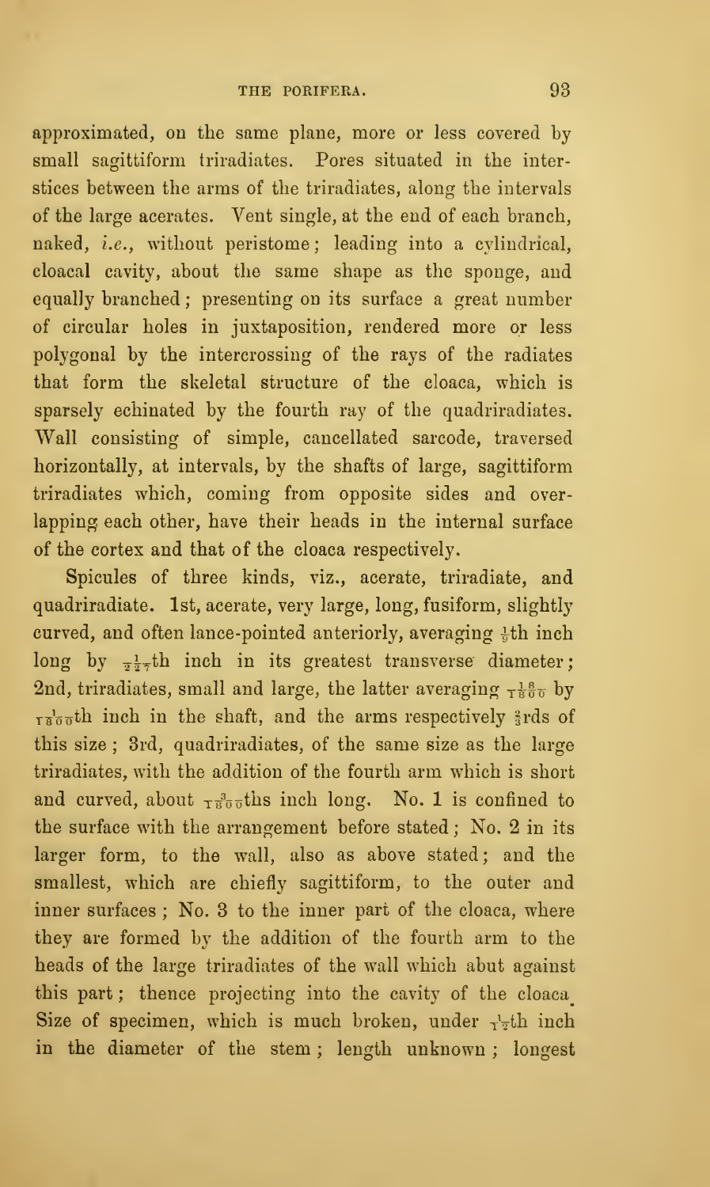approximated, on the same plane, more or less covered by small sagittiform triradiates. Pores situated in the interstices between the arms of the triradiates, along the intervals of the large acerates. Vent single, at the end of each branch, naked, *i.e.*, without peristome; leading into a cylindrical, cloacal cavity, about the same shape as the sponge, and equally branched; presenting on its surface a great number of circular holes in juxtaposition, rendered more or less polygonal by the intercrossing of the rays of the radiates that form the skeletal structure of the cloaca, which is sparsely echinated by the fourth ray of the quadriradiates. Wall consisting of simple, cancellated sarcode, traversed horizontally, at intervals, by the shafts of large, sagittiform triradiates which, coming from opposite sides and overlapping each other, have their heads in the internal surface of the cortex and that of the cloaca respectively.

Spicules of three kinds, viz., acerate, triradiate, and quadriradiate. 1st, acerate, very large, long, fusiform, slightly curved, and often lance-pointed anteriorly, averaging $\frac{1}{9}$th inch long by $\frac{1}{227}$th inch in its greatest transverse diameter; 2nd, triradiates, small and large, the latter averaging $\frac{18}{1800}$ by $\frac{1}{1800}$th inch in the shaft, and the arms respectively $\frac{2}{3}$rds of this size; 3rd, quadriradiates, of the same size as the large triradiates, with the addition of the fourth arm which is short and curved, about $\frac{3}{1800}$ths inch long. No. 1 is confined to the surface with the arrangement before stated; No. 2 in its larger form, to the wall, also as above stated; and the smallest, which are chiefly sagittiform, to the outer and inner surfaces; No. 3 to the inner part of the cloaca, where they are formed by the addition of the fourth arm to the heads of the large triradiates of the wall which abut against this part; thence projecting into the cavity of the cloaca. Size of specimen, which is much broken, under $\frac{1}{12}$th inch in the diameter of the stem; length unknown; longest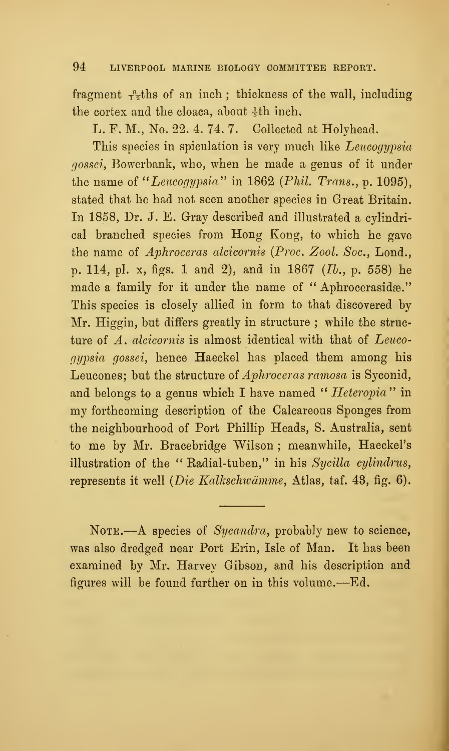fragment $\frac{8}{12}$ths of an inch; thickness of the wall, including the cortex and the cloaca, about $\frac{1}{8}$th inch.

L. F. M., No. 22. 4. 74. 7. Collected at Holyhead.

This species in spiculation is very much like *Leucogypsia gossei*, Bowerbank, who, when he made a genus of it under the name of "*Leucogypsia*" in 1862 (*Phil. Trans.*, p. 1095), stated that he had not seen another species in Great Britain. In 1858, Dr. J. E. Gray described and illustrated a cylindrical branched species from Hong Kong, to which he gave the name of *Aphroceras alcicornis* (*Proc. Zool. Soc.*, Lond., p. 114, pl. x, figs. 1 and 2), and in 1867 (*Ib.*, p. 558) he made a family for it under the name of "Aphrocerasidæ." This species is closely allied in form to that discovered by Mr. Higgin, but differs greatly in structure; while the structure of *A. alcicornis* is almost identical with that of *Leucogypsia gossei*, hence Haeckel has placed them among his Leucones; but the structure of *Aphroceras ramosa* is Syconid, and belongs to a genus which I have named "*Heteropia*" in my forthcoming description of the Calcareous Sponges from the neighbourhood of Port Phillip Heads, S. Australia, sent to me by Mr. Bracebridge Wilson; meanwhile, Haeckel's illustration of the "Radial-tuben," in his *Sycilla cylindrus*, represents it well (*Die Kalkschwämme*, Atlas, taf. 48, fig. 6).

---

Note.—A species of *Sycandra*, probably new to science, was also dredged near Port Erin, Isle of Man. It has been examined by Mr. Harvey Gibson, and his description and figures will be found further on in this volume.—Ed.